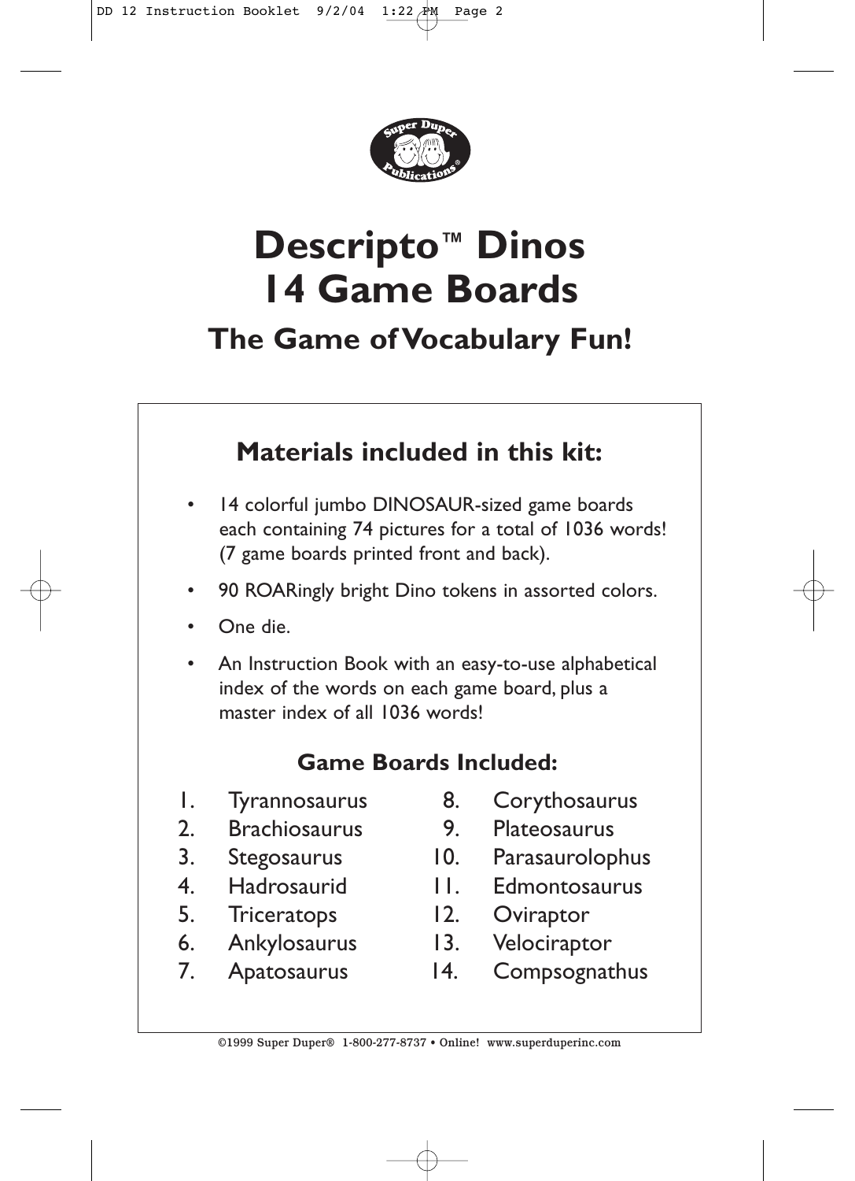# Descripto™ Dinos
# 14 Game Boards

## The Game of Vocabulary Fun!

### Materials included in this kit:

- 14 colorful jumbo DINOSAUR-sized game boards each containing 74 pictures for a total of 1036 words! (7 game boards printed front and back).
- 90 ROARingly bright Dino tokens in assorted colors.
- One die.
- An Instruction Book with an easy-to-use alphabetical index of the words on each game board, plus a master index of all 1036 words!

### Game Boards Included:

1. Tyrannosaurus
2. Brachiosaurus
3. Stegosaurus
4. Hadrosaurid
5. Triceratops
6. Ankylosaurus
7. Apatosaurus
8. Corythosaurus
9. Plateosaurus
10. Parasaurolophus
11. Edmontosaurus
12. Oviraptor
13. Velociraptor
14. Compsognathus

©1999 Super Duper® 1-800-277-8737 • Online! www.superduperinc.com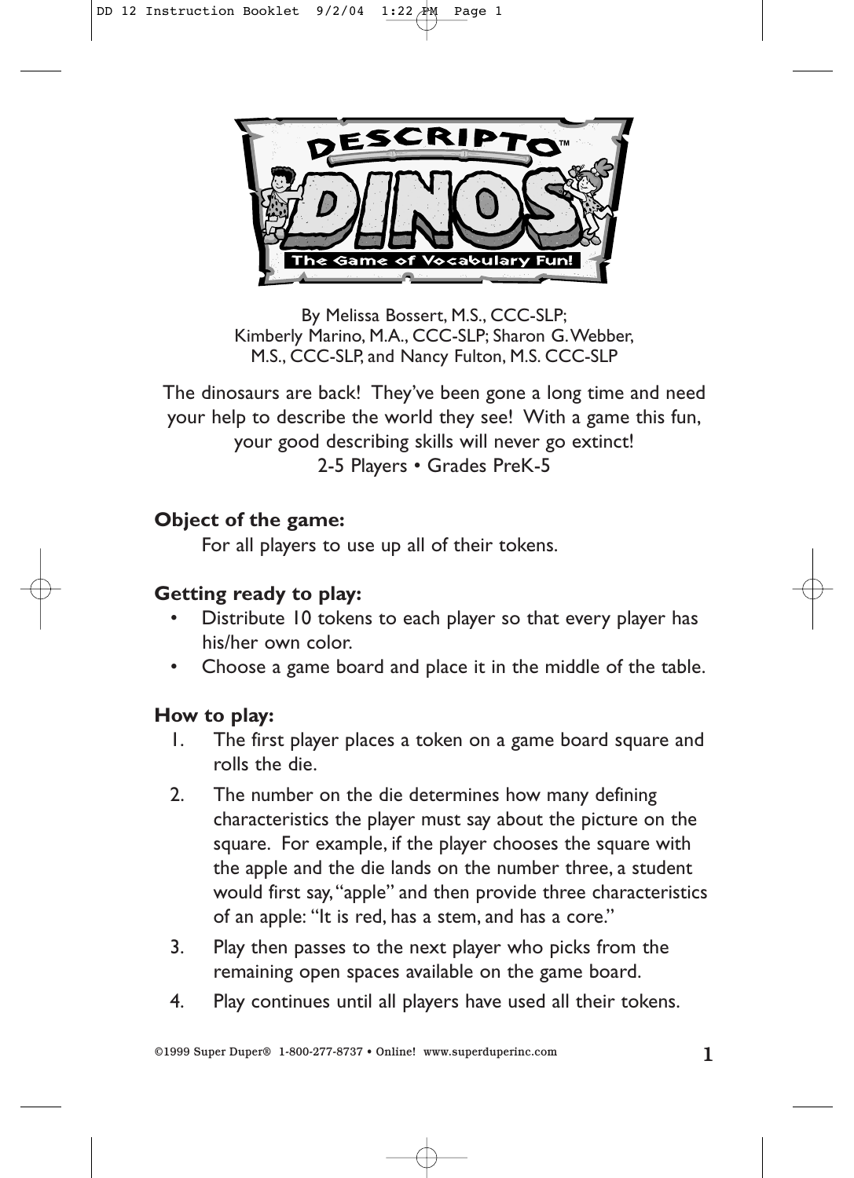# DESCRIPTO DINOS™

## The Game of Vocabulary Fun!

By Melissa Bossert, M.S., CCC-SLP; Kimberly Marino, M.A., CCC-SLP; Sharon G. Webber, M.S., CCC-SLP, and Nancy Fulton, M.S. CCC-SLP

The dinosaurs are back! They've been gone a long time and need your help to describe the world they see! With a game this fun, your good describing skills will never go extinct!
2-5 Players • Grades PreK-5

**Object of the game:**

For all players to use up all of their tokens.

**Getting ready to play:**

- Distribute 10 tokens to each player so that every player has his/her own color.
- Choose a game board and place it in the middle of the table.

**How to play:**

1. The first player places a token on a game board square and rolls the die.
2. The number on the die determines how many defining characteristics the player must say about the picture on the square. For example, if the player chooses the square with the apple and the die lands on the number three, a student would first say, "apple" and then provide three characteristics of an apple: "It is red, has a stem, and has a core."
3. Play then passes to the next player who picks from the remaining open spaces available on the game board.
4. Play continues until all players have used all their tokens.

©1999 Super Duper® 1-800-277-8737 • Online! www.superduperinc.com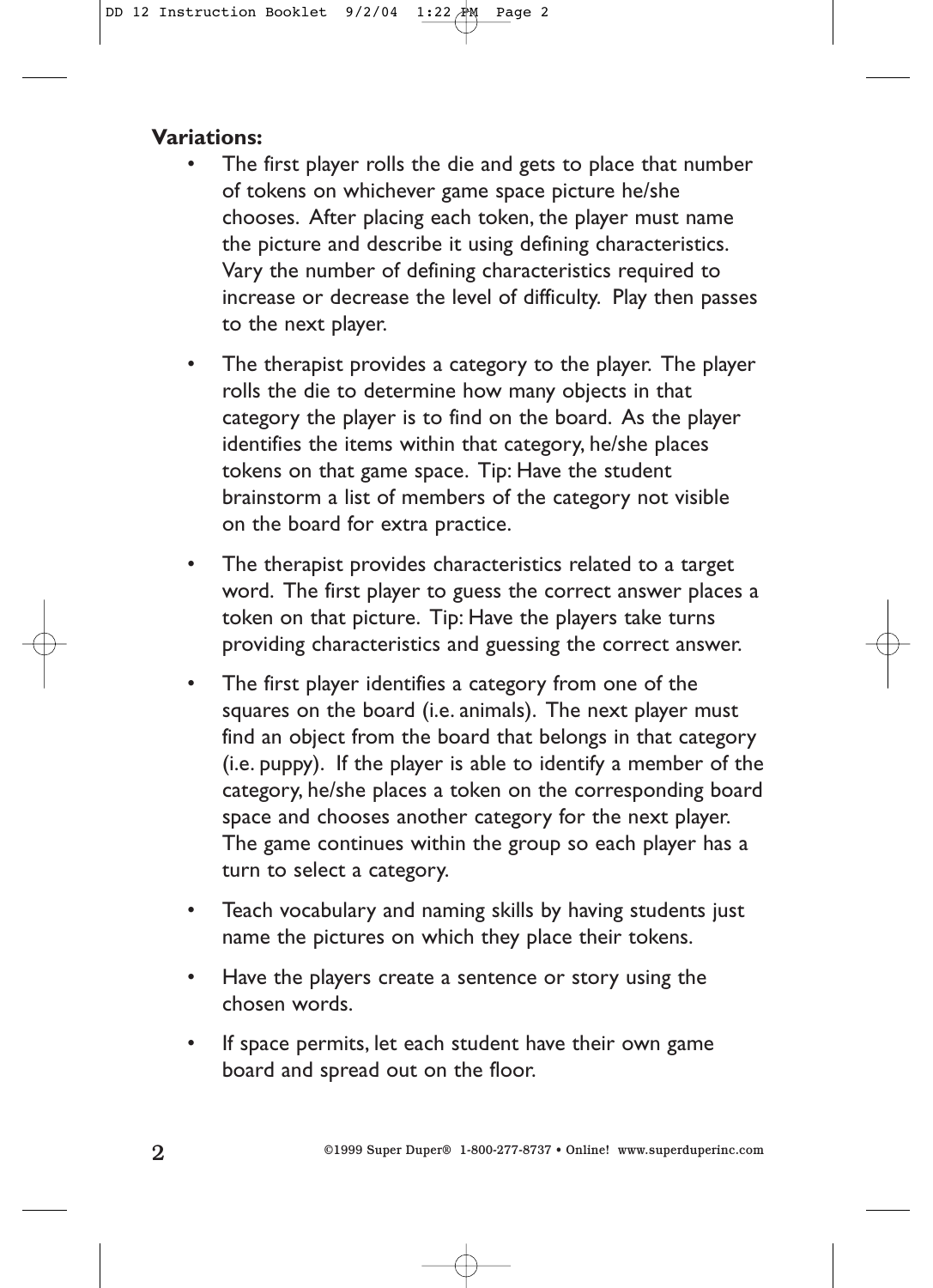**Variations:**

- The first player rolls the die and gets to place that number of tokens on whichever game space picture he/she chooses. After placing each token, the player must name the picture and describe it using defining characteristics. Vary the number of defining characteristics required to increase or decrease the level of difficulty. Play then passes to the next player.
- The therapist provides a category to the player. The player rolls the die to determine how many objects in that category the player is to find on the board. As the player identifies the items within that category, he/she places tokens on that game space. Tip: Have the student brainstorm a list of members of the category not visible on the board for extra practice.
- The therapist provides characteristics related to a target word. The first player to guess the correct answer places a token on that picture. Tip: Have the players take turns providing characteristics and guessing the correct answer.
- The first player identifies a category from one of the squares on the board (i.e. animals). The next player must find an object from the board that belongs in that category (i.e. puppy). If the player is able to identify a member of the category, he/she places a token on the corresponding board space and chooses another category for the next player. The game continues within the group so each player has a turn to select a category.
- Teach vocabulary and naming skills by having students just name the pictures on which they place their tokens.
- Have the players create a sentence or story using the chosen words.
- If space permits, let each student have their own game board and spread out on the floor.

©1999 Super Duper® 1-800-277-8737 • Online! www.superduperinc.com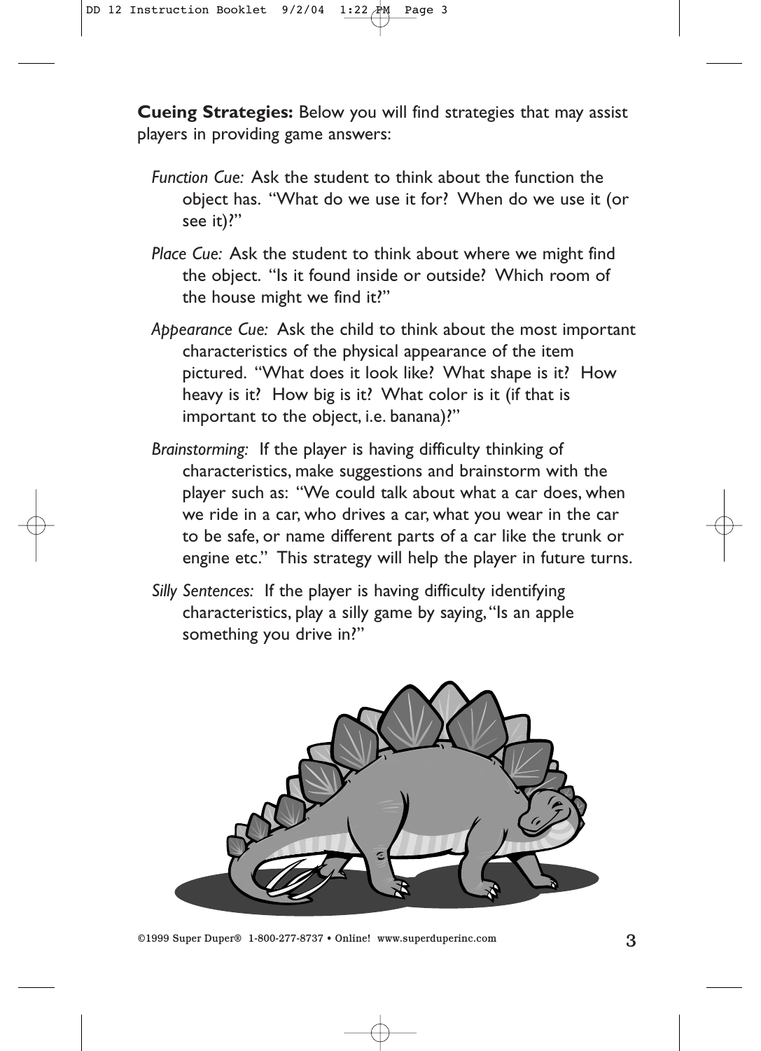**Cueing Strategies:** Below you will find strategies that may assist players in providing game answers:

*Function Cue:* Ask the student to think about the function the object has. "What do we use it for? When do we use it (or see it)?"

*Place Cue:* Ask the student to think about where we might find the object. "Is it found inside or outside? Which room of the house might we find it?"

*Appearance Cue:* Ask the child to think about the most important characteristics of the physical appearance of the item pictured. "What does it look like? What shape is it? How heavy is it? How big is it? What color is it (if that is important to the object, i.e. banana)?"

*Brainstorming:* If the player is having difficulty thinking of characteristics, make suggestions and brainstorm with the player such as: "We could talk about what a car does, when we ride in a car, who drives a car, what you wear in the car to be safe, or name different parts of a car like the trunk or engine etc." This strategy will help the player in future turns.

*Silly Sentences:* If the player is having difficulty identifying characteristics, play a silly game by saying, "Is an apple something you drive in?"

©1999 Super Duper® 1-800-277-8737 • Online! www.superduperinc.com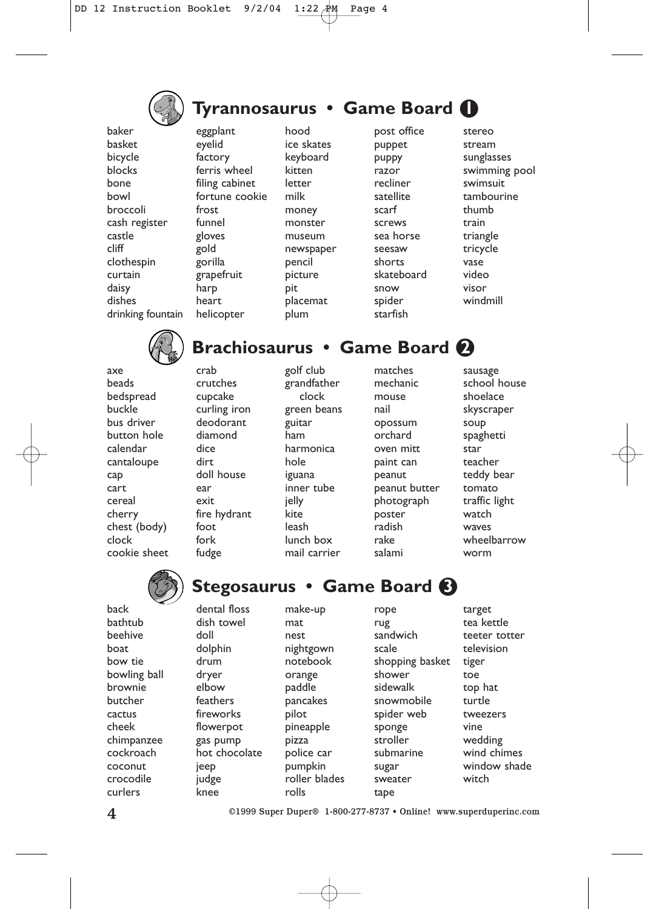## Tyrannosaurus • Game Board 1

baker
basket
bicycle
blocks
bone
bowl
broccoli
cash register
castle
cliff
clothespin
curtain
daisy
dishes
drinking fountain
eggplant
eyelid
factory
ferris wheel
filing cabinet
fortune cookie
frost
funnel
gloves
gold
gorilla
grapefruit
harp
heart
helicopter
hood
ice skates
keyboard
kitten
letter
milk
money
monster
museum
newspaper
pencil
picture
pit
placemat
plum
post office
puppet
puppy
razor
recliner
satellite
scarf
screws
sea horse
seesaw
shorts
skateboard
snow
spider
starfish
stereo
stream
sunglasses
swimming pool
swimsuit
tambourine
thumb
train
triangle
tricycle
vase
video
visor
windmill

## Brachiosaurus • Game Board 2

axe
beads
bedspread
buckle
bus driver
button hole
calendar
cantaloupe
cap
cart
cereal
cherry
chest (body)
clock
cookie sheet
crab
crutches
cupcake
curling iron
deodorant
diamond
dice
dirt
doll house
ear
exit
fire hydrant
foot
fork
fudge
golf club
grandfather clock
green beans
guitar
ham
harmonica
hole
iguana
inner tube
jelly
kite
leash
lunch box
mail carrier
matches
mechanic
mouse
nail
opossum
orchard
oven mitt
paint can
peanut
peanut butter
photograph
poster
radish
rake
salami
sausage
school house
shoelace
skyscraper
soup
spaghetti
star
teacher
teddy bear
tomato
traffic light
watch
waves
wheelbarrow
worm

## Stegosaurus • Game Board 3

back
bathtub
beehive
boat
bow tie
bowling ball
brownie
butcher
cactus
cheek
chimpanzee
cockroach
coconut
crocodile
curlers
dental floss
dish towel
doll
dolphin
drum
dryer
elbow
feathers
fireworks
flowerpot
gas pump
hot chocolate
jeep
judge
knee
make-up
mat
nest
nightgown
notebook
orange
paddle
pancakes
pilot
pineapple
pizza
police car
pumpkin
roller blades
rolls
rope
rug
sandwich
scale
shopping basket
shower
sidewalk
snowmobile
spider web
sponge
stroller
submarine
sugar
sweater
tape
target
tea kettle
teeter totter
television
tiger
toe
top hat
turtle
tweezers
vine
wedding
wind chimes
window shade
witch

©1999 Super Duper® 1-800-277-8737 • Online! www.superduperinc.com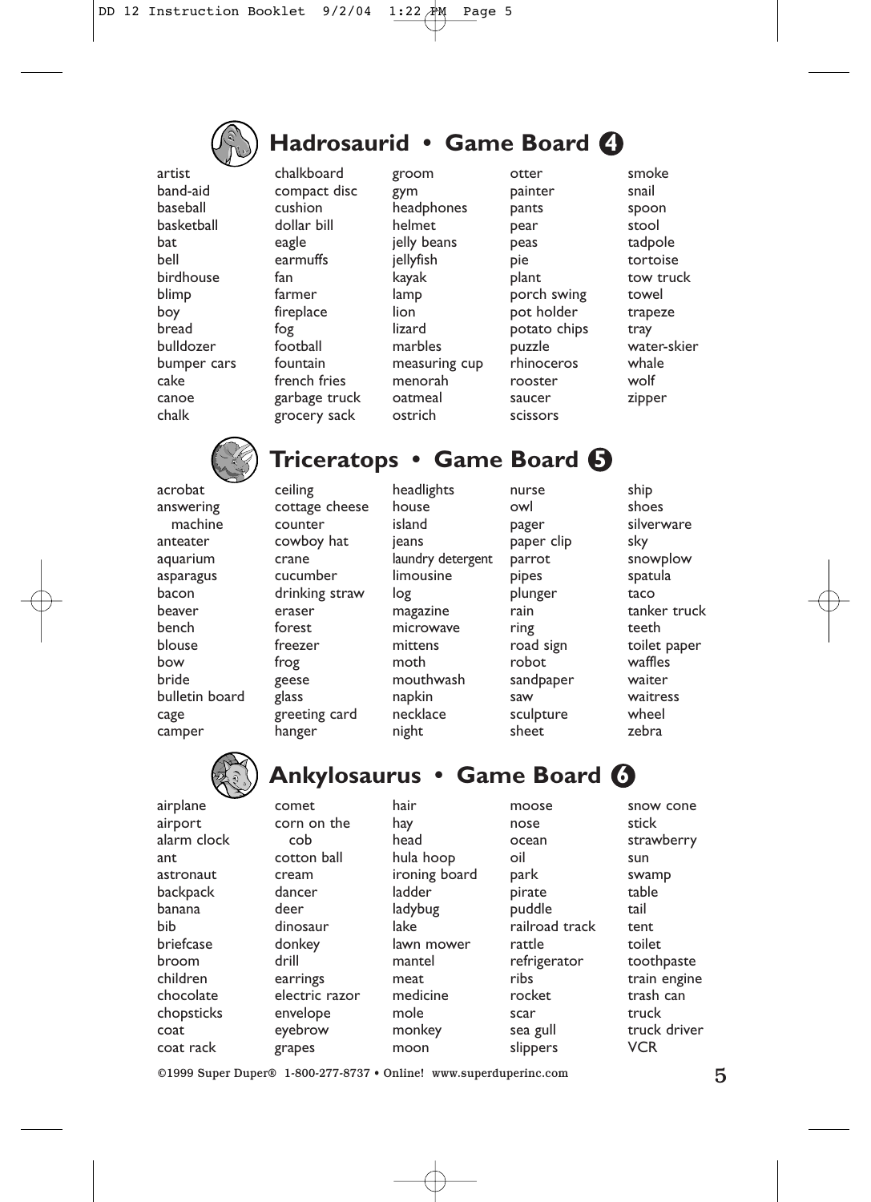## Hadrosaurid • Game Board 4

artist
band-aid
baseball
basketball
bat
bell
birdhouse
blimp
boy
bread
bulldozer
bumper cars
cake
canoe
chalk
chalkboard
compact disc
cushion
dollar bill
eagle
earmuffs
fan
farmer
fireplace
fog
football
fountain
french fries
garbage truck
grocery sack
groom
gym
headphones
helmet
jelly beans
jellyfish
kayak
lamp
lion
lizard
marbles
measuring cup
menorah
oatmeal
ostrich
otter
painter
pants
pear
peas
pie
plant
porch swing
pot holder
potato chips
puzzle
rhinoceros
rooster
saucer
scissors
smoke
snail
spoon
stool
tadpole
tortoise
tow truck
towel
trapeze
tray
water-skier
whale
wolf
zipper

## Triceratops • Game Board 5

acrobat
answering machine
anteater
aquarium
asparagus
bacon
beaver
bench
blouse
bow
bride
bulletin board
cage
camper
ceiling
cottage cheese
counter
cowboy hat
crane
cucumber
drinking straw
eraser
forest
freezer
frog
geese
glass
greeting card
hanger
headlights
house
island
jeans
laundry detergent
limousine
log
magazine
microwave
mittens
moth
mouthwash
napkin
necklace
night
nurse
owl
pager
paper clip
parrot
pipes
plunger
rain
ring
road sign
robot
sandpaper
saw
sculpture
sheet
ship
shoes
silverware
sky
snowplow
spatula
taco
tanker truck
teeth
toilet paper
waffles
waiter
waitress
wheel
zebra

## Ankylosaurus • Game Board 6

airplane
airport
alarm clock
ant
astronaut
backpack
banana
bib
briefcase
broom
children
chocolate
chopsticks
coat
coat rack
comet
corn on the cob
cotton ball
cream
dancer
deer
dinosaur
donkey
drill
earrings
electric razor
envelope
eyebrow
grapes
hair
hay
head
hula hoop
ironing board
ladder
ladybug
lake
lawn mower
mantel
meat
medicine
mole
monkey
moon
moose
nose
ocean
oil
park
pirate
puddle
railroad track
rattle
refrigerator
ribs
rocket
scar
sea gull
slippers
snow cone
stick
strawberry
sun
swamp
table
tail
tent
toilet
toothpaste
train engine
trash can
truck
truck driver
VCR

©1999 Super Duper® 1-800-277-8737 • Online! www.superduperinc.com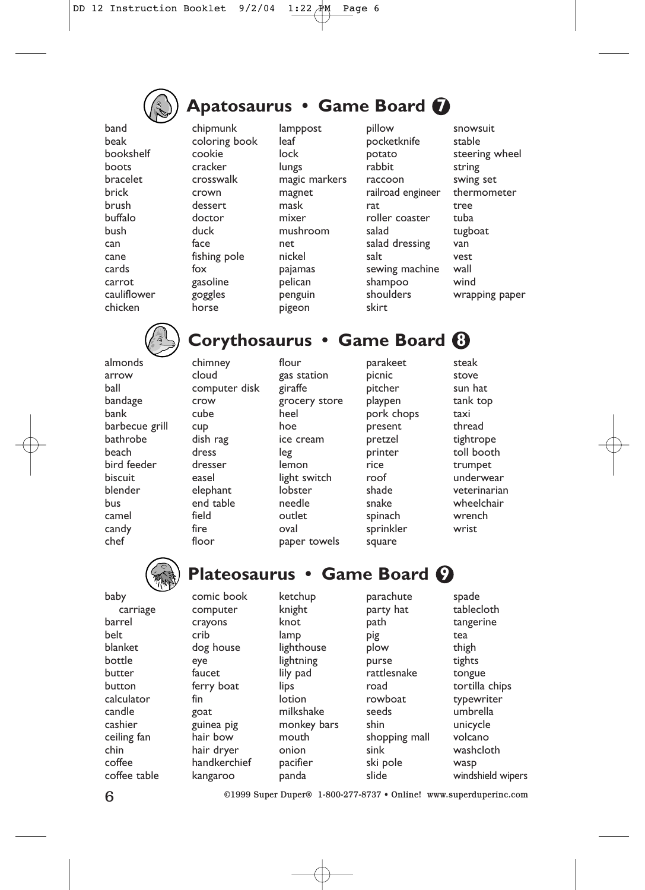## Apatosaurus • Game Board 7

band
beak
bookshelf
boots
bracelet
brick
brush
buffalo
bush
can
cane
cards
carrot
cauliflower
chicken
chipmunk
coloring book
cookie
cracker
crosswalk
crown
dessert
doctor
duck
face
fishing pole
fox
gasoline
goggles
horse
lamppost
leaf
lock
lungs
magic markers
magnet
mask
mixer
mushroom
net
nickel
pajamas
pelican
penguin
pigeon
pillow
pocketknife
potato
rabbit
raccoon
railroad engineer
rat
roller coaster
salad
salad dressing
salt
sewing machine
shampoo
shoulders
skirt
snowsuit
stable
steering wheel
string
swing set
thermometer
tree
tuba
tugboat
van
vest
wall
wind
wrapping paper

## Corythosaurus • Game Board 8

almonds
arrow
ball
bandage
bank
barbecue grill
bathrobe
beach
bird feeder
biscuit
blender
bus
camel
candy
chef
chimney
cloud
computer disk
crow
cube
cup
dish rag
dress
dresser
easel
elephant
end table
field
fire
floor
flour
gas station
giraffe
grocery store
heel
hoe
ice cream
leg
lemon
light switch
lobster
needle
outlet
oval
paper towels
parakeet
picnic
pitcher
playpen
pork chops
present
pretzel
printer
rice
roof
shade
snake
spinach
sprinkler
square
steak
stove
sun hat
tank top
taxi
thread
tightrope
toll booth
trumpet
underwear
veterinarian
wheelchair
wrench
wrist

## Plateosaurus • Game Board 9

baby carriage
barrel
belt
blanket
bottle
butter
button
calculator
candle
cashier
ceiling fan
chin
coffee
coffee table
comic book
computer
crayons
crib
dog house
eye
faucet
ferry boat
fin
goat
guinea pig
hair bow
hair dryer
handkerchief
kangaroo
ketchup
knight
knot
lamp
lighthouse
lightning
lily pad
lips
lotion
milkshake
monkey bars
mouth
onion
pacifier
panda
parachute
party hat
path
pig
plow
purse
rattlesnake
road
rowboat
seeds
shin
shopping mall
sink
ski pole
slide
spade
tablecloth
tangerine
tea
thigh
tights
tongue
tortilla chips
typewriter
umbrella
unicycle
volcano
washcloth
wasp
windshield wipers

©1999 Super Duper® 1-800-277-8737 • Online! www.superduperinc.com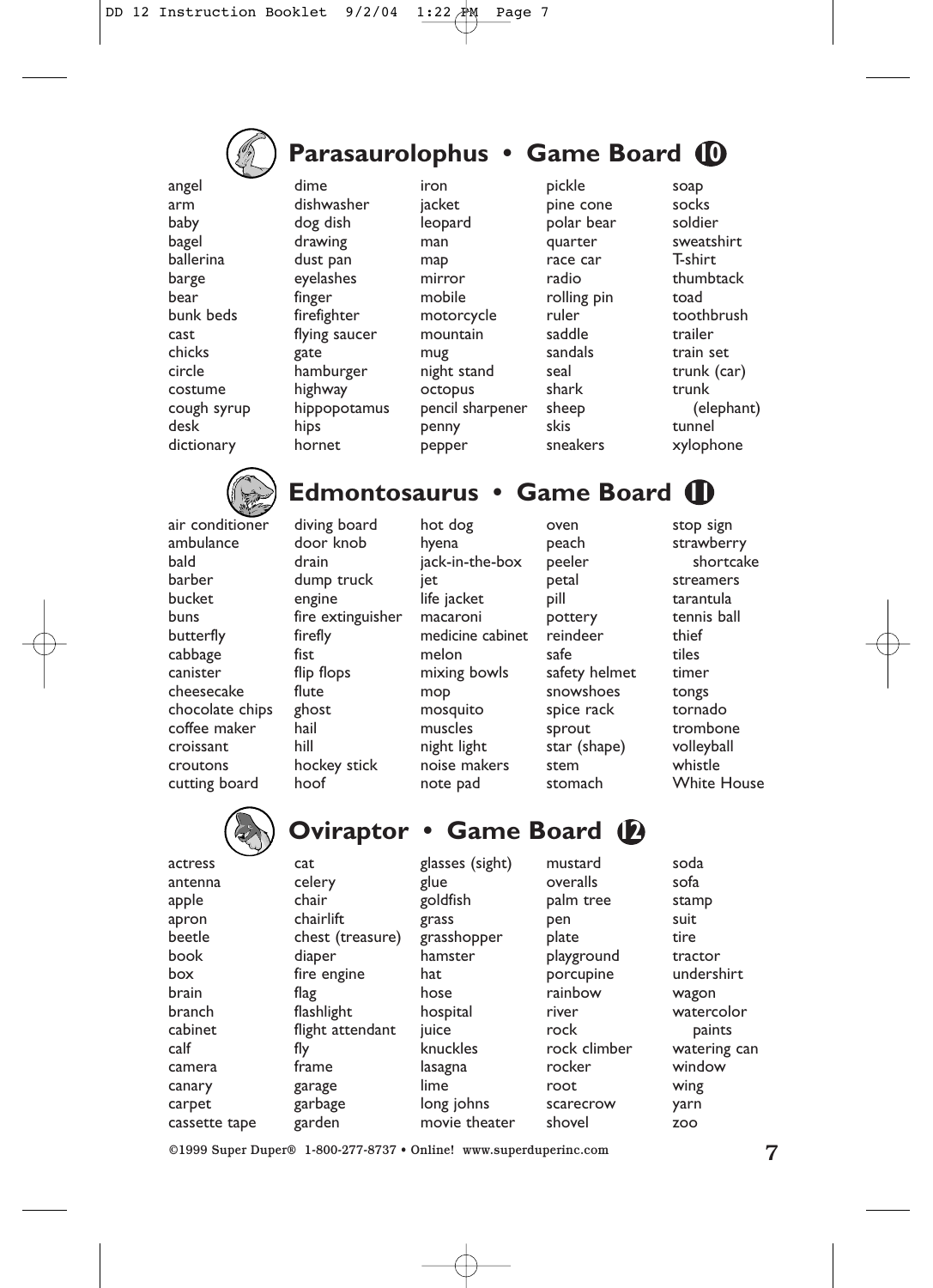## Parasaurolophus • Game Board 10

angel
arm
baby
bagel
ballerina
barge
bear
bunk beds
cast
chicks
circle
costume
cough syrup
desk
dictionary
dime
dishwasher
dog dish
drawing
dust pan
eyelashes
finger
firefighter
flying saucer
gate
hamburger
highway
hippopotamus
hips
hornet
iron
jacket
leopard
man
map
mirror
mobile
motorcycle
mountain
mug
night stand
octopus
pencil sharpener
penny
pepper
pickle
pine cone
polar bear
quarter
race car
radio
rolling pin
ruler
saddle
sandals
seal
shark
sheep
skis
sneakers
soap
socks
soldier
sweatshirt
T-shirt
thumbtack
toad
toothbrush
trailer
train set
trunk (car)
trunk (elephant)
tunnel
xylophone

## Edmontosaurus • Game Board 11

air conditioner
ambulance
bald
barber
bucket
buns
butterfly
cabbage
canister
cheesecake
chocolate chips
coffee maker
croissant
croutons
cutting board
diving board
door knob
drain
dump truck
engine
fire extinguisher
firefly
fist
flip flops
flute
ghost
hail
hill
hockey stick
hoof
hot dog
hyena
jack-in-the-box
jet
life jacket
macaroni
medicine cabinet
melon
mixing bowls
mop
mosquito
muscles
night light
noise makers
note pad
oven
peach
peeler
petal
pill
pottery
reindeer
safe
safety helmet
snowshoes
spice rack
sprout
star (shape)
stem
stomach
stop sign
strawberry shortcake
streamers
tarantula
tennis ball
thief
tiles
timer
tongs
tornado
trombone
volleyball
whistle
White House

## Oviraptor • Game Board 12

actress
antenna
apple
apron
beetle
book
box
brain
branch
cabinet
calf
camera
canary
carpet
cassette tape
cat
celery
chair
chairlift
chest (treasure)
diaper
fire engine
flag
flashlight
flight attendant
fly
frame
garage
garbage
garden
glasses (sight)
glue
goldfish
grass
grasshopper
hamster
hat
hose
hospital
juice
knuckles
lasagna
lime
long johns
movie theater
mustard
overalls
palm tree
pen
plate
playground
porcupine
rainbow
river
rock
rock climber
rocker
root
scarecrow
shovel
soda
sofa
stamp
suit
tire
tractor
undershirt
wagon
watercolor paints
watering can
window
wing
yarn
zoo

©1999 Super Duper® 1-800-277-8737 • Online! www.superduperinc.com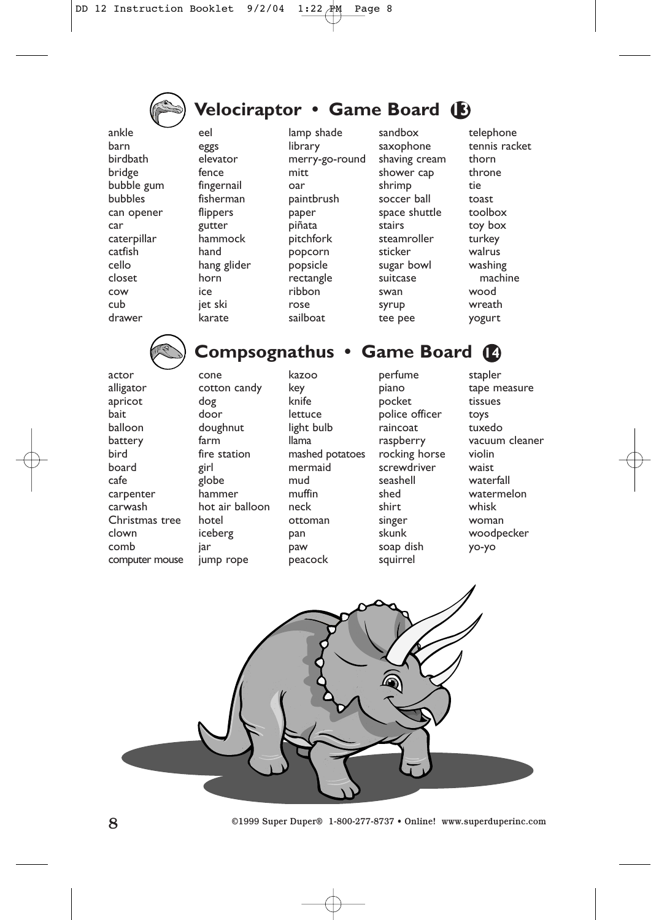## Velociraptor • Game Board 13

ankle
barn
birdbath
bridge
bubble gum
bubbles
can opener
car
caterpillar
catfish
cello
closet
cow
cub
drawer
eel
eggs
elevator
fence
fingernail
fisherman
flippers
gutter
hammock
hand
hang glider
horn
ice
jet ski
karate
lamp shade
library
merry-go-round
mitt
oar
paintbrush
paper
piñata
pitchfork
popcorn
popsicle
rectangle
ribbon
rose
sailboat
sandbox
saxophone
shaving cream
shower cap
shrimp
soccer ball
space shuttle
stairs
steamroller
sticker
sugar bowl
suitcase
swan
syrup
tee pee
telephone
tennis racket
thorn
throne
tie
toast
toolbox
toy box
turkey
walrus
washing machine
wood
wreath
yogurt

## Compsognathus • Game Board 14

actor
alligator
apricot
bait
balloon
battery
bird
board
cafe
carpenter
carwash
Christmas tree
clown
comb
computer mouse
cone
cotton candy
dog
door
doughnut
farm
fire station
girl
globe
hammer
hot air balloon
hotel
iceberg
jar
jump rope
kazoo
key
knife
lettuce
light bulb
llama
mashed potatoes
mermaid
mud
muffin
neck
ottoman
pan
paw
peacock
perfume
piano
pocket
police officer
raincoat
raspberry
rocking horse
screwdriver
seashell
shed
shirt
singer
skunk
soap dish
squirrel
stapler
tape measure
tissues
toys
tuxedo
vacuum cleaner
violin
waist
waterfall
watermelon
whisk
woman
woodpecker
yo-yo

©1999 Super Duper® 1-800-277-8737 • Online! www.superduperinc.com